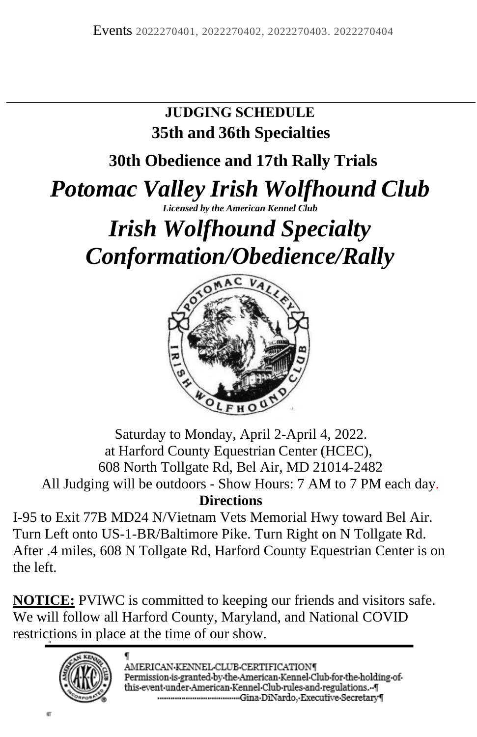Events 2022270401, 2022270402, 2022270403. 2022270404

---

**JUDGING SCHEDULE**

**35th and 36th Specialties**

**30th Obedience and 17th Rally Trials**

# *Potomac Valley Irish Wolfhound Club*

***Licensed by the American Kennel Club***

# *Irish Wolfhound Specialty Conformation/Obedience/Rally*

Saturday to Monday, April 2-April 4, 2022.
at Harford County Equestrian Center (HCEC),
608 North Tollgate Rd, Bel Air, MD 21014-2482
All Judging will be outdoors - Show Hours: 7 AM to 7 PM each day.

**Directions**

I-95 to Exit 77B MD24 N/Vietnam Vets Memorial Hwy toward Bel Air. Turn Left onto US-1-BR/Baltimore Pike. Turn Right on N Tollgate Rd. After .4 miles, 608 N Tollgate Rd, Harford County Equestrian Center is on the left.

**NOTICE:** PVIWC is committed to keeping our friends and visitors safe. We will follow all Harford County, Maryland, and National COVID restrictions in place at the time of our show.

AMERICAN KENNEL CLUB CERTIFICATION

Permission is granted by the American Kennel Club for the holding of this event under American Kennel Club rules and regulations.

Gina DiNardo, Executive Secretary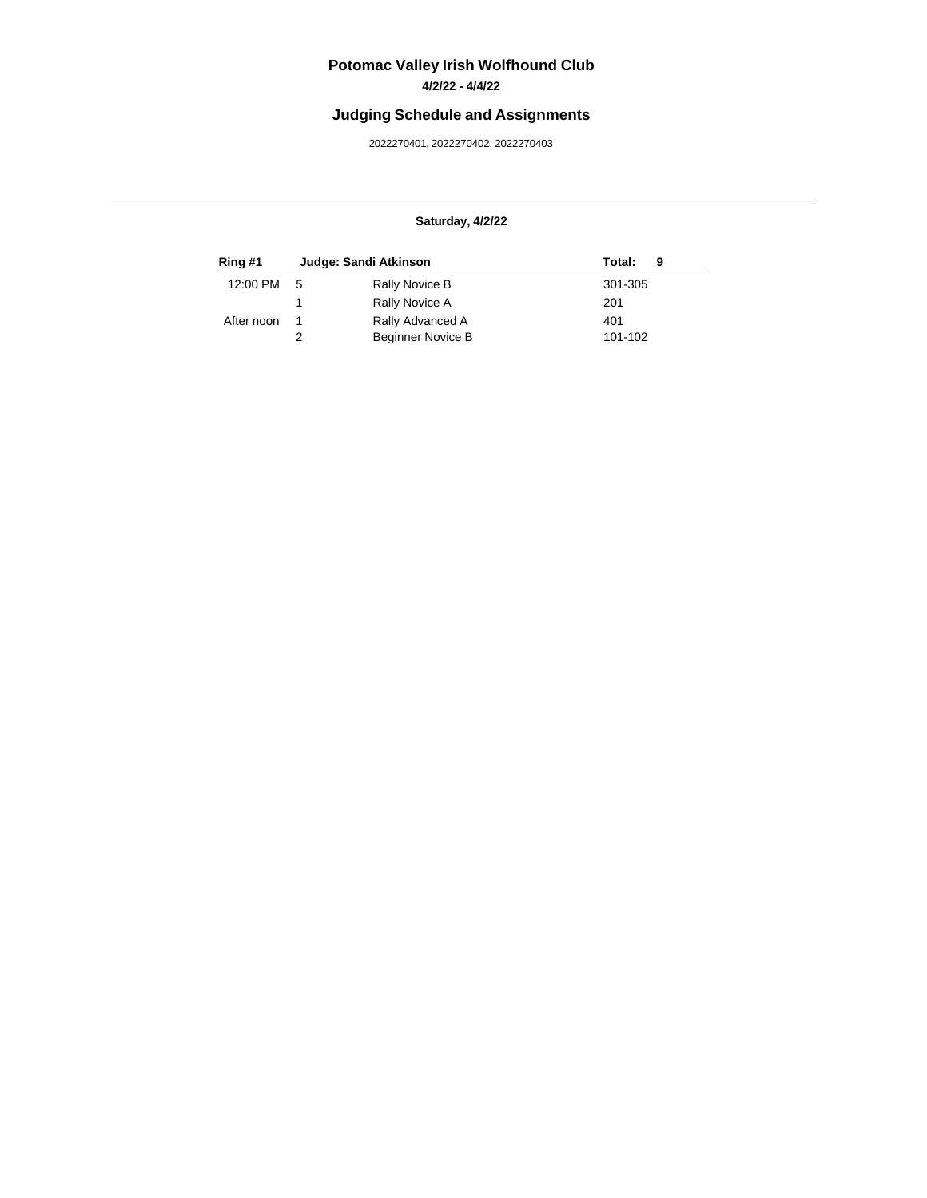# Potomac Valley Irish Wolfhound Club

**4/2/22 - 4/4/22**

## Judging Schedule and Assignments

2022270401, 2022270402, 2022270403

---

**Saturday, 4/2/22**

| Ring #1 | Judge: Sandi Atkinson | | Total: 9 |
|---|---|---|---|
| 12:00 PM | 5 | Rally Novice B | 301-305 |
| | 1 | Rally Novice A | 201 |
| After noon | 1 | Rally Advanced A | 401 |
| | 2 | Beginner Novice B | 101-102 |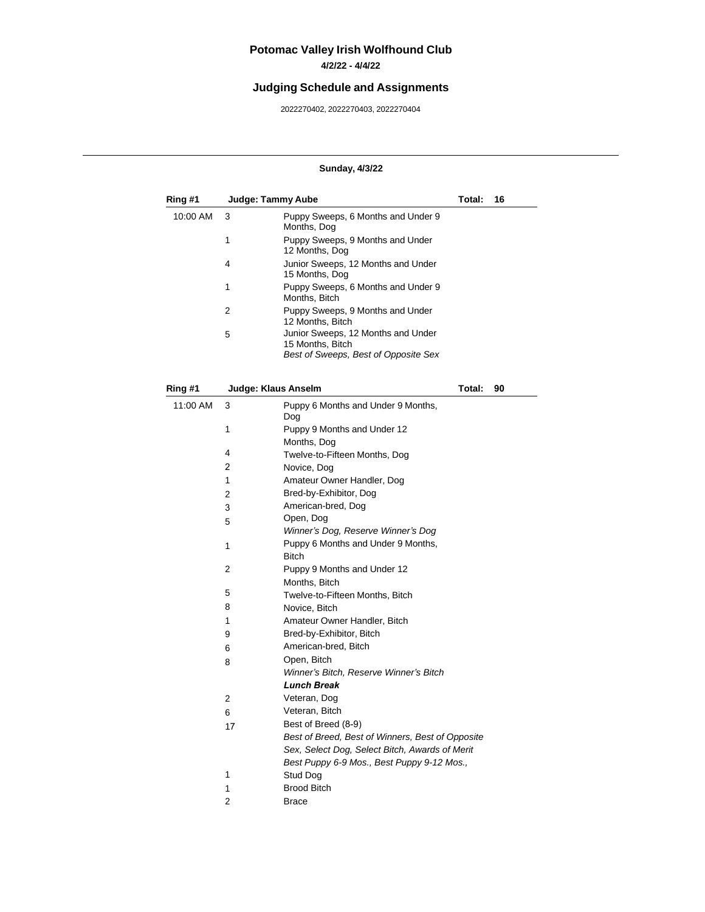# Potomac Valley Irish Wolfhound Club

**4/2/22 - 4/4/22**

## Judging Schedule and Assignments

2022270402, 2022270403, 2022270404

---

**Sunday, 4/3/22**

| Ring #1 | Judge: Tammy Aube | | Total: 16 |
|---|---|---|---|
| 10:00 AM | 3 | Puppy Sweeps, 6 Months and Under 9 Months, Dog | |
| | 1 | Puppy Sweeps, 9 Months and Under 12 Months, Dog | |
| | 4 | Junior Sweeps, 12 Months and Under 15 Months, Dog | |
| | 1 | Puppy Sweeps, 6 Months and Under 9 Months, Bitch | |
| | 2 | Puppy Sweeps, 9 Months and Under 12 Months, Bitch | |
| | 5 | Junior Sweeps, 12 Months and Under 15 Months, Bitch<br>*Best of Sweeps, Best of Opposite Sex* | |

| Ring #1 | Judge: Klaus Anselm | | Total: 90 |
|---|---|---|---|
| 11:00 AM | 3 | Puppy 6 Months and Under 9 Months, Dog | |
| | 1 | Puppy 9 Months and Under 12 Months, Dog | |
| | 4 | Twelve-to-Fifteen Months, Dog | |
| | 2 | Novice, Dog | |
| | 1 | Amateur Owner Handler, Dog | |
| | 2 | Bred-by-Exhibitor, Dog | |
| | 3 | American-bred, Dog | |
| | 5 | Open, Dog<br>*Winner's Dog, Reserve Winner's Dog* | |
| | 1 | Puppy 6 Months and Under 9 Months, Bitch | |
| | 2 | Puppy 9 Months and Under 12 Months, Bitch | |
| | 5 | Twelve-to-Fifteen Months, Bitch | |
| | 8 | Novice, Bitch | |
| | 1 | Amateur Owner Handler, Bitch | |
| | 9 | Bred-by-Exhibitor, Bitch | |
| | 6 | American-bred, Bitch | |
| | 8 | Open, Bitch<br>*Winner's Bitch, Reserve Winner's Bitch*<br>***Lunch Break*** | |
| | 2 | Veteran, Dog | |
| | 6 | Veteran, Bitch | |
| | 17 | Best of Breed (8-9)<br>*Best of Breed, Best of Winners, Best of Opposite Sex, Select Dog, Select Bitch, Awards of Merit*<br>*Best Puppy 6-9 Mos., Best Puppy 9-12 Mos.,* | |
| | 1 | Stud Dog | |
| | 1 | Brood Bitch | |
| | 2 | Brace | |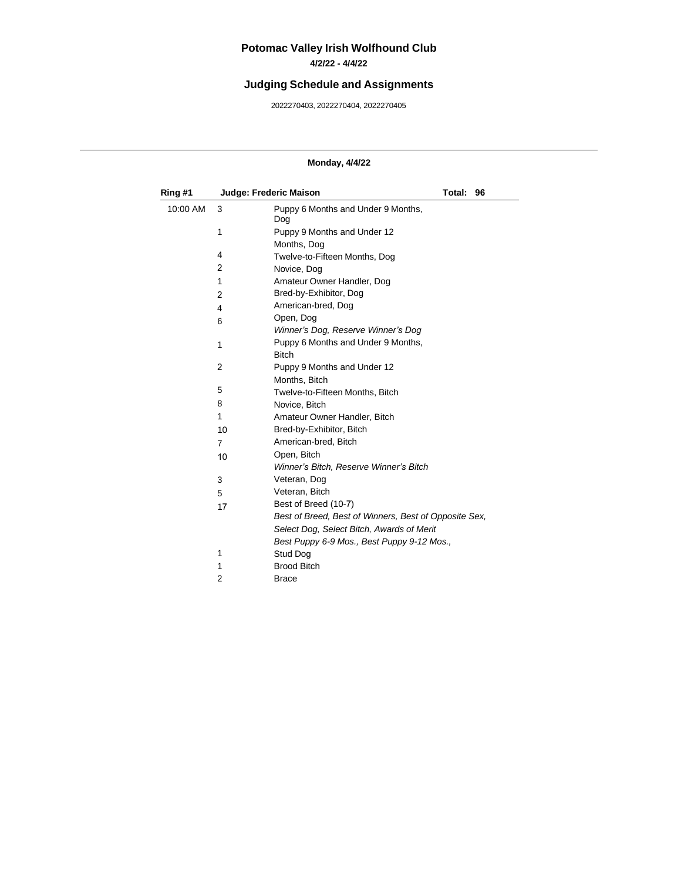# Potomac Valley Irish Wolfhound Club

**4/2/22 - 4/4/22**

## Judging Schedule and Assignments

2022270403, 2022270404, 2022270405

---

### Monday, 4/4/22

| Ring #1 | Judge: Frederic Maison | Total: 96 |
|---|---|---|
| 10:00 AM | 3 | Puppy 6 Months and Under 9 Months, Dog |
| | 1 | Puppy 9 Months and Under 12 Months, Dog |
| | 4 | Twelve-to-Fifteen Months, Dog |
| | 2 | Novice, Dog |
| | 1 | Amateur Owner Handler, Dog |
| | 2 | Bred-by-Exhibitor, Dog |
| | 4 | American-bred, Dog |
| | 6 | Open, Dog |
| | | *Winner's Dog, Reserve Winner's Dog* |
| | 1 | Puppy 6 Months and Under 9 Months, Bitch |
| | 2 | Puppy 9 Months and Under 12 Months, Bitch |
| | 5 | Twelve-to-Fifteen Months, Bitch |
| | 8 | Novice, Bitch |
| | 1 | Amateur Owner Handler, Bitch |
| | 10 | Bred-by-Exhibitor, Bitch |
| | 7 | American-bred, Bitch |
| | 10 | Open, Bitch |
| | | *Winner's Bitch, Reserve Winner's Bitch* |
| | 3 | Veteran, Dog |
| | 5 | Veteran, Bitch |
| | 17 | Best of Breed (10-7) |
| | | *Best of Breed, Best of Winners, Best of Opposite Sex, Select Dog, Select Bitch, Awards of Merit* |
| | | *Best Puppy 6-9 Mos., Best Puppy 9-12 Mos.,* |
| | 1 | Stud Dog |
| | 1 | Brood Bitch |
| | 2 | Brace |